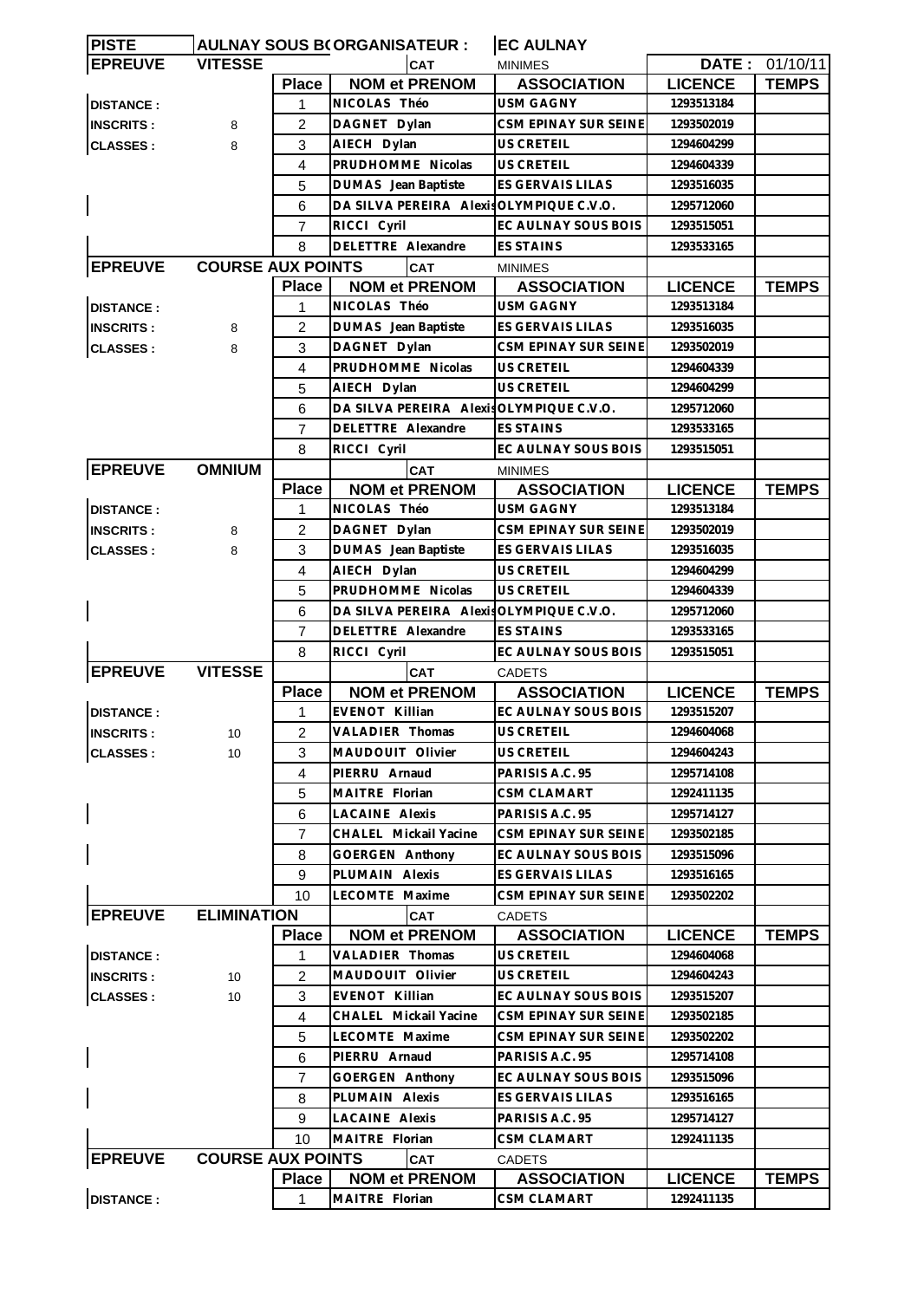| PISTE | AULNAY SOUS B( ORGANISATEUR : | | | EC AULNAY | | |
|---|---|---|---|---|---|---|
| **EPREUVE** | **VITESSE** | | CAT | MINIMES | **DATE :** | 01/10/11 |
| | | **Place** | **NOM et PRENOM** | **ASSOCIATION** | **LICENCE** | **TEMPS** |
| **DISTANCE :** | | 1 | NICOLAS Théo | USM GAGNY | 1293513184 | |
| **INSCRITS :** | 8 | 2 | DAGNET Dylan | CSM EPINAY SUR SEINE | 1293502019 | |
| **CLASSES :** | 8 | 3 | AIECH Dylan | US CRETEIL | 1294604299 | |
| | | 4 | PRUDHOMME Nicolas | US CRETEIL | 1294604339 | |
| | | 5 | DUMAS Jean Baptiste | ES GERVAIS LILAS | 1293516035 | |
| | | 6 | DA SILVA PEREIRA Alexis | OLYMPIQUE C.V.O. | 1295712060 | |
| | | 7 | RICCI Cyril | EC AULNAY SOUS BOIS | 1293515051 | |
| | | 8 | DELETTRE Alexandre | ES STAINS | 1293533165 | |
| **EPREUVE** | **COURSE AUX POINTS** | | CAT | MINIMES | | |
| | | **Place** | **NOM et PRENOM** | **ASSOCIATION** | **LICENCE** | **TEMPS** |
| **DISTANCE :** | | 1 | NICOLAS Théo | USM GAGNY | 1293513184 | |
| **INSCRITS :** | 8 | 2 | DUMAS Jean Baptiste | ES GERVAIS LILAS | 1293516035 | |
| **CLASSES :** | 8 | 3 | DAGNET Dylan | CSM EPINAY SUR SEINE | 1293502019 | |
| | | 4 | PRUDHOMME Nicolas | US CRETEIL | 1294604339 | |
| | | 5 | AIECH Dylan | US CRETEIL | 1294604299 | |
| | | 6 | DA SILVA PEREIRA Alexis | OLYMPIQUE C.V.O. | 1295712060 | |
| | | 7 | DELETTRE Alexandre | ES STAINS | 1293533165 | |
| | | 8 | RICCI Cyril | EC AULNAY SOUS BOIS | 1293515051 | |
| **EPREUVE** | **OMNIUM** | | CAT | MINIMES | | |
| | | **Place** | **NOM et PRENOM** | **ASSOCIATION** | **LICENCE** | **TEMPS** |
| **DISTANCE :** | | 1 | NICOLAS Théo | USM GAGNY | 1293513184 | |
| **INSCRITS :** | 8 | 2 | DAGNET Dylan | CSM EPINAY SUR SEINE | 1293502019 | |
| **CLASSES :** | 8 | 3 | DUMAS Jean Baptiste | ES GERVAIS LILAS | 1293516035 | |
| | | 4 | AIECH Dylan | US CRETEIL | 1294604299 | |
| | | 5 | PRUDHOMME Nicolas | US CRETEIL | 1294604339 | |
| | | 6 | DA SILVA PEREIRA Alexis | OLYMPIQUE C.V.O. | 1295712060 | |
| | | 7 | DELETTRE Alexandre | ES STAINS | 1293533165 | |
| | | 8 | RICCI Cyril | EC AULNAY SOUS BOIS | 1293515051 | |
| **EPREUVE** | **VITESSE** | | CAT | CADETS | | |
| | | **Place** | **NOM et PRENOM** | **ASSOCIATION** | **LICENCE** | **TEMPS** |
| **DISTANCE :** | | 1 | EVENOT Killian | EC AULNAY SOUS BOIS | 1293515207 | |
| **INSCRITS :** | 10 | 2 | VALADIER Thomas | US CRETEIL | 1294604068 | |
| **CLASSES :** | 10 | 3 | MAUDOUIT Olivier | US CRETEIL | 1294604243 | |
| | | 4 | PIERRU Arnaud | PARISIS A.C. 95 | 1295714108 | |
| | | 5 | MAITRE Florian | CSM CLAMART | 1292411135 | |
| | | 6 | LACAINE Alexis | PARISIS A.C. 95 | 1295714127 | |
| | | 7 | CHALEL Mickail Yacine | CSM EPINAY SUR SEINE | 1293502185 | |
| | | 8 | GOERGEN Anthony | EC AULNAY SOUS BOIS | 1293515096 | |
| | | 9 | PLUMAIN Alexis | ES GERVAIS LILAS | 1293516165 | |
| | | 10 | LECOMTE Maxime | CSM EPINAY SUR SEINE | 1293502202 | |
| **EPREUVE** | **ELIMINATION** | | CAT | CADETS | | |
| | | **Place** | **NOM et PRENOM** | **ASSOCIATION** | **LICENCE** | **TEMPS** |
| **DISTANCE :** | | 1 | VALADIER Thomas | US CRETEIL | 1294604068 | |
| **INSCRITS :** | 10 | 2 | MAUDOUIT Olivier | US CRETEIL | 1294604243 | |
| **CLASSES :** | 10 | 3 | EVENOT Killian | EC AULNAY SOUS BOIS | 1293515207 | |
| | | 4 | CHALEL Mickail Yacine | CSM EPINAY SUR SEINE | 1293502185 | |
| | | 5 | LECOMTE Maxime | CSM EPINAY SUR SEINE | 1293502202 | |
| | | 6 | PIERRU Arnaud | PARISIS A.C. 95 | 1295714108 | |
| | | 7 | GOERGEN Anthony | EC AULNAY SOUS BOIS | 1293515096 | |
| | | 8 | PLUMAIN Alexis | ES GERVAIS LILAS | 1293516165 | |
| | | 9 | LACAINE Alexis | PARISIS A.C. 95 | 1295714127 | |
| | | 10 | MAITRE Florian | CSM CLAMART | 1292411135 | |
| **EPREUVE** | **COURSE AUX POINTS** | | CAT | CADETS | | |
| | | **Place** | **NOM et PRENOM** | **ASSOCIATION** | **LICENCE** | **TEMPS** |
| **DISTANCE :** | | 1 | MAITRE Florian | CSM CLAMART | 1292411135 | |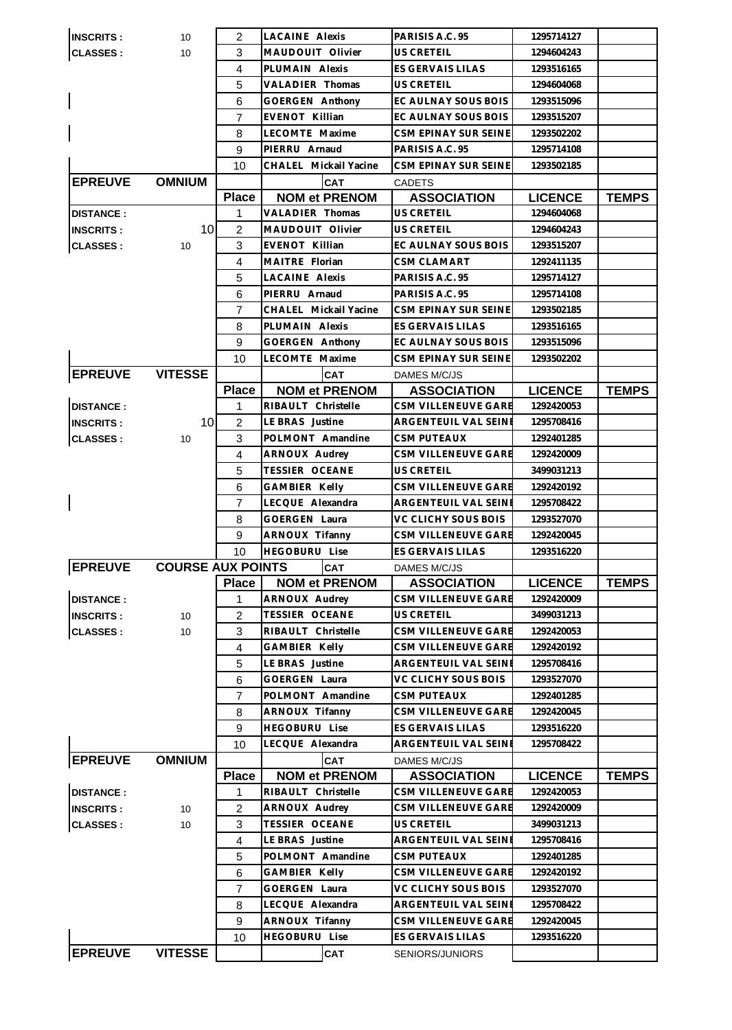| | | | | | | |
|---|---|---|---|---|---|---|
| **INSCRITS :** | 10 | 2 | LACAINE Alexis | PARISIS A.C. 95 | 1295714127 | |
| **CLASSES :** | 10 | 3 | MAUDOUIT Olivier | US CRETEIL | 1294604243 | |
| | | 4 | PLUMAIN Alexis | ES GERVAIS LILAS | 1293516165 | |
| | | 5 | VALADIER Thomas | US CRETEIL | 1294604068 | |
| | | 6 | GOERGEN Anthony | EC AULNAY SOUS BOIS | 1293515096 | |
| | | 7 | EVENOT Killian | EC AULNAY SOUS BOIS | 1293515207 | |
| | | 8 | LECOMTE Maxime | CSM EPINAY SUR SEINE | 1293502202 | |
| | | 9 | PIERRU Arnaud | PARISIS A.C. 95 | 1295714108 | |
| | | 10 | CHALEL Mickail Yacine | CSM EPINAY SUR SEINE | 1293502185 | |

| **EPREUVE** | **OMNIUM** | | **CAT** | CADETS | | |
|---|---|---|---|---|---|---|
| | | **Place** | **NOM et PRENOM** | **ASSOCIATION** | **LICENCE** | **TEMPS** |
| **DISTANCE :** | | 1 | VALADIER Thomas | US CRETEIL | 1294604068 | |
| **INSCRITS :** | 10 | 2 | MAUDOUIT Olivier | US CRETEIL | 1294604243 | |
| **CLASSES :** | 10 | 3 | EVENOT Killian | EC AULNAY SOUS BOIS | 1293515207 | |
| | | 4 | MAITRE Florian | CSM CLAMART | 1292411135 | |
| | | 5 | LACAINE Alexis | PARISIS A.C. 95 | 1295714127 | |
| | | 6 | PIERRU Arnaud | PARISIS A.C. 95 | 1295714108 | |
| | | 7 | CHALEL Mickail Yacine | CSM EPINAY SUR SEINE | 1293502185 | |
| | | 8 | PLUMAIN Alexis | ES GERVAIS LILAS | 1293516165 | |
| | | 9 | GOERGEN Anthony | EC AULNAY SOUS BOIS | 1293515096 | |
| | | 10 | LECOMTE Maxime | CSM EPINAY SUR SEINE | 1293502202 | |

| **EPREUVE** | **VITESSE** | | **CAT** | DAMES M/C/JS | | |
|---|---|---|---|---|---|---|
| | | **Place** | **NOM et PRENOM** | **ASSOCIATION** | **LICENCE** | **TEMPS** |
| **DISTANCE :** | | 1 | RIBAULT Christelle | CSM VILLENEUVE GARE | 1292420053 | |
| **INSCRITS :** | 10 | 2 | LE BRAS Justine | ARGENTEUIL VAL SEINE | 1295708416 | |
| **CLASSES :** | 10 | 3 | POLMONT Amandine | CSM PUTEAUX | 1292401285 | |
| | | 4 | ARNOUX Audrey | CSM VILLENEUVE GARE | 1292420009 | |
| | | 5 | TESSIER OCEANE | US CRETEIL | 3499031213 | |
| | | 6 | GAMBIER Kelly | CSM VILLENEUVE GARE | 1292420192 | |
| | | 7 | LECQUE Alexandra | ARGENTEUIL VAL SEINE | 1295708422 | |
| | | 8 | GOERGEN Laura | VC CLICHY SOUS BOIS | 1293527070 | |
| | | 9 | ARNOUX Tifanny | CSM VILLENEUVE GARE | 1292420045 | |
| | | 10 | HEGOBURU Lise | ES GERVAIS LILAS | 1293516220 | |

| **EPREUVE** | **COURSE AUX POINTS** | | **CAT** | DAMES M/C/JS | | |
|---|---|---|---|---|---|---|
| | | **Place** | **NOM et PRENOM** | **ASSOCIATION** | **LICENCE** | **TEMPS** |
| **DISTANCE :** | | 1 | ARNOUX Audrey | CSM VILLENEUVE GARE | 1292420009 | |
| **INSCRITS :** | 10 | 2 | TESSIER OCEANE | US CRETEIL | 3499031213 | |
| **CLASSES :** | 10 | 3 | RIBAULT Christelle | CSM VILLENEUVE GARE | 1292420053 | |
| | | 4 | GAMBIER Kelly | CSM VILLENEUVE GARE | 1292420192 | |
| | | 5 | LE BRAS Justine | ARGENTEUIL VAL SEINE | 1295708416 | |
| | | 6 | GOERGEN Laura | VC CLICHY SOUS BOIS | 1293527070 | |
| | | 7 | POLMONT Amandine | CSM PUTEAUX | 1292401285 | |
| | | 8 | ARNOUX Tifanny | CSM VILLENEUVE GARE | 1292420045 | |
| | | 9 | HEGOBURU Lise | ES GERVAIS LILAS | 1293516220 | |
| | | 10 | LECQUE Alexandra | ARGENTEUIL VAL SEINE | 1295708422 | |

| **EPREUVE** | **OMNIUM** | | **CAT** | DAMES M/C/JS | | |
|---|---|---|---|---|---|---|
| | | **Place** | **NOM et PRENOM** | **ASSOCIATION** | **LICENCE** | **TEMPS** |
| **DISTANCE :** | | 1 | RIBAULT Christelle | CSM VILLENEUVE GARE | 1292420053 | |
| **INSCRITS :** | 10 | 2 | ARNOUX Audrey | CSM VILLENEUVE GARE | 1292420009 | |
| **CLASSES :** | 10 | 3 | TESSIER OCEANE | US CRETEIL | 3499031213 | |
| | | 4 | LE BRAS Justine | ARGENTEUIL VAL SEINE | 1295708416 | |
| | | 5 | POLMONT Amandine | CSM PUTEAUX | 1292401285 | |
| | | 6 | GAMBIER Kelly | CSM VILLENEUVE GARE | 1292420192 | |
| | | 7 | GOERGEN Laura | VC CLICHY SOUS BOIS | 1293527070 | |
| | | 8 | LECQUE Alexandra | ARGENTEUIL VAL SEINE | 1295708422 | |
| | | 9 | ARNOUX Tifanny | CSM VILLENEUVE GARE | 1292420045 | |
| | | 10 | HEGOBURU Lise | ES GERVAIS LILAS | 1293516220 | |

| **EPREUVE** | **VITESSE** | | **CAT** | SENIORS/JUNIORS | | |
|---|---|---|---|---|---|---|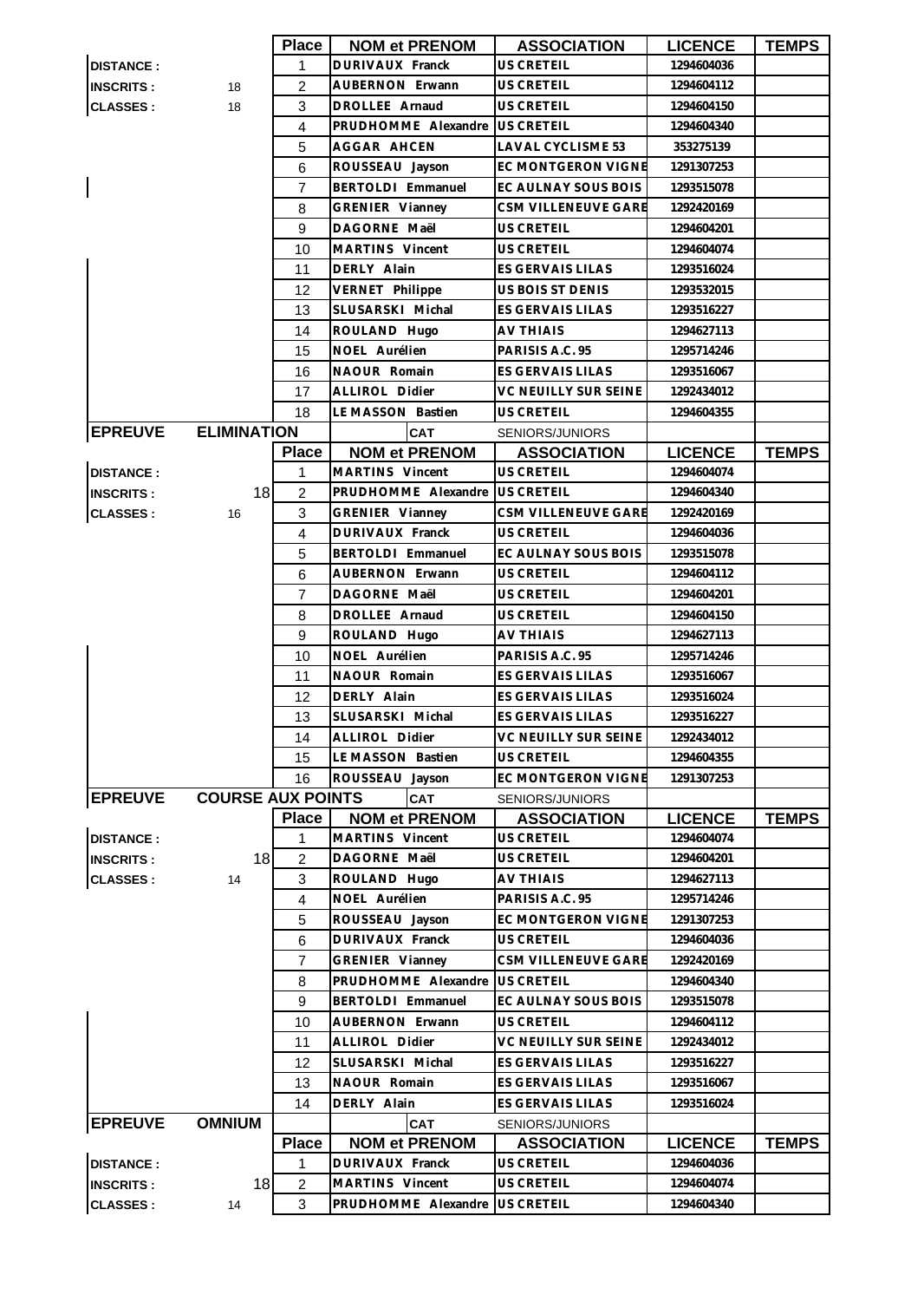| | | Place | NOM et PRENOM | ASSOCIATION | LICENCE | TEMPS |
|---|---|---|---|---|---|---|
| DISTANCE : | | 1 | DURIVAUX Franck | US CRETEIL | 1294604036 | |
| INSCRITS : | 18 | 2 | AUBERNON Erwann | US CRETEIL | 1294604112 | |
| CLASSES : | 18 | 3 | DROLLEE Arnaud | US CRETEIL | 1294604150 | |
| | | 4 | PRUDHOMME Alexandre | US CRETEIL | 1294604340 | |
| | | 5 | AGGAR AHCEN | LAVAL CYCLISME 53 | 353275139 | |
| | | 6 | ROUSSEAU Jayson | EC MONTGERON VIGNE | 1291307253 | |
| | | 7 | BERTOLDI Emmanuel | EC AULNAY SOUS BOIS | 1293515078 | |
| | | 8 | GRENIER Vianney | CSM VILLENEUVE GARE | 1292420169 | |
| | | 9 | DAGORNE Maël | US CRETEIL | 1294604201 | |
| | | 10 | MARTINS Vincent | US CRETEIL | 1294604074 | |
| | | 11 | DERLY Alain | ES GERVAIS LILAS | 1293516024 | |
| | | 12 | VERNET Philippe | US BOIS ST DENIS | 1293532015 | |
| | | 13 | SLUSARSKI Michal | ES GERVAIS LILAS | 1293516227 | |
| | | 14 | ROULAND Hugo | AV THIAIS | 1294627113 | |
| | | 15 | NOEL Aurélien | PARISIS A.C. 95 | 1295714246 | |
| | | 16 | NAOUR Romain | ES GERVAIS LILAS | 1293516067 | |
| | | 17 | ALLIROL Didier | VC NEUILLY SUR SEINE | 1292434012 | |
| | | 18 | LE MASSON Bastien | US CRETEIL | 1294604355 | |

| EPREUVE | ELIMINATION | | CAT | SENIORS/JUNIORS | | |
|---|---|---|---|---|---|---|
| | | **Place** | **NOM et PRENOM** | **ASSOCIATION** | **LICENCE** | **TEMPS** |
| DISTANCE : | | 1 | MARTINS Vincent | US CRETEIL | 1294604074 | |
| INSCRITS : | 18 | 2 | PRUDHOMME Alexandre | US CRETEIL | 1294604340 | |
| CLASSES : | 16 | 3 | GRENIER Vianney | CSM VILLENEUVE GARE | 1292420169 | |
| | | 4 | DURIVAUX Franck | US CRETEIL | 1294604036 | |
| | | 5 | BERTOLDI Emmanuel | EC AULNAY SOUS BOIS | 1293515078 | |
| | | 6 | AUBERNON Erwann | US CRETEIL | 1294604112 | |
| | | 7 | DAGORNE Maël | US CRETEIL | 1294604201 | |
| | | 8 | DROLLEE Arnaud | US CRETEIL | 1294604150 | |
| | | 9 | ROULAND Hugo | AV THIAIS | 1294627113 | |
| | | 10 | NOEL Aurélien | PARISIS A.C. 95 | 1295714246 | |
| | | 11 | NAOUR Romain | ES GERVAIS LILAS | 1293516067 | |
| | | 12 | DERLY Alain | ES GERVAIS LILAS | 1293516024 | |
| | | 13 | SLUSARSKI Michal | ES GERVAIS LILAS | 1293516227 | |
| | | 14 | ALLIROL Didier | VC NEUILLY SUR SEINE | 1292434012 | |
| | | 15 | LE MASSON Bastien | US CRETEIL | 1294604355 | |
| | | 16 | ROUSSEAU Jayson | EC MONTGERON VIGNE | 1291307253 | |

| EPREUVE | COURSE AUX POINTS | | CAT | SENIORS/JUNIORS | | |
|---|---|---|---|---|---|---|
| | | **Place** | **NOM et PRENOM** | **ASSOCIATION** | **LICENCE** | **TEMPS** |
| DISTANCE : | | 1 | MARTINS Vincent | US CRETEIL | 1294604074 | |
| INSCRITS : | 18 | 2 | DAGORNE Maël | US CRETEIL | 1294604201 | |
| CLASSES : | 14 | 3 | ROULAND Hugo | AV THIAIS | 1294627113 | |
| | | 4 | NOEL Aurélien | PARISIS A.C. 95 | 1295714246 | |
| | | 5 | ROUSSEAU Jayson | EC MONTGERON VIGNE | 1291307253 | |
| | | 6 | DURIVAUX Franck | US CRETEIL | 1294604036 | |
| | | 7 | GRENIER Vianney | CSM VILLENEUVE GARE | 1292420169 | |
| | | 8 | PRUDHOMME Alexandre | US CRETEIL | 1294604340 | |
| | | 9 | BERTOLDI Emmanuel | EC AULNAY SOUS BOIS | 1293515078 | |
| | | 10 | AUBERNON Erwann | US CRETEIL | 1294604112 | |
| | | 11 | ALLIROL Didier | VC NEUILLY SUR SEINE | 1292434012 | |
| | | 12 | SLUSARSKI Michal | ES GERVAIS LILAS | 1293516227 | |
| | | 13 | NAOUR Romain | ES GERVAIS LILAS | 1293516067 | |
| | | 14 | DERLY Alain | ES GERVAIS LILAS | 1293516024 | |

| EPREUVE | OMNIUM | | CAT | SENIORS/JUNIORS | | |
|---|---|---|---|---|---|---|
| | | **Place** | **NOM et PRENOM** | **ASSOCIATION** | **LICENCE** | **TEMPS** |
| DISTANCE : | | 1 | DURIVAUX Franck | US CRETEIL | 1294604036 | |
| INSCRITS : | 18 | 2 | MARTINS Vincent | US CRETEIL | 1294604074 | |
| CLASSES : | 14 | 3 | PRUDHOMME Alexandre | US CRETEIL | 1294604340 | |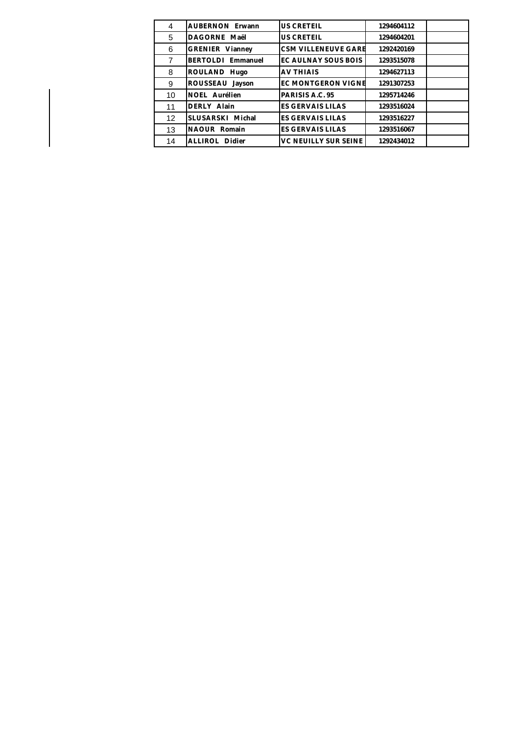| | | | | |
|---|---|---|---|---|
| 4 | AUBERNON Erwann | US CRETEIL | 1294604112 | |
| 5 | DAGORNE Maël | US CRETEIL | 1294604201 | |
| 6 | GRENIER Vianney | CSM VILLENEUVE GARE | 1292420169 | |
| 7 | BERTOLDI Emmanuel | EC AULNAY SOUS BOIS | 1293515078 | |
| 8 | ROULAND Hugo | AV THIAIS | 1294627113 | |
| 9 | ROUSSEAU Jayson | EC MONTGERON VIGNE | 1291307253 | |
| 10 | NOEL Aurélien | PARISIS A.C. 95 | 1295714246 | |
| 11 | DERLY Alain | ES GERVAIS LILAS | 1293516024 | |
| 12 | SLUSARSKI Michal | ES GERVAIS LILAS | 1293516227 | |
| 13 | NAOUR Romain | ES GERVAIS LILAS | 1293516067 | |
| 14 | ALLIROL Didier | VC NEUILLY SUR SEINE | 1292434012 | |